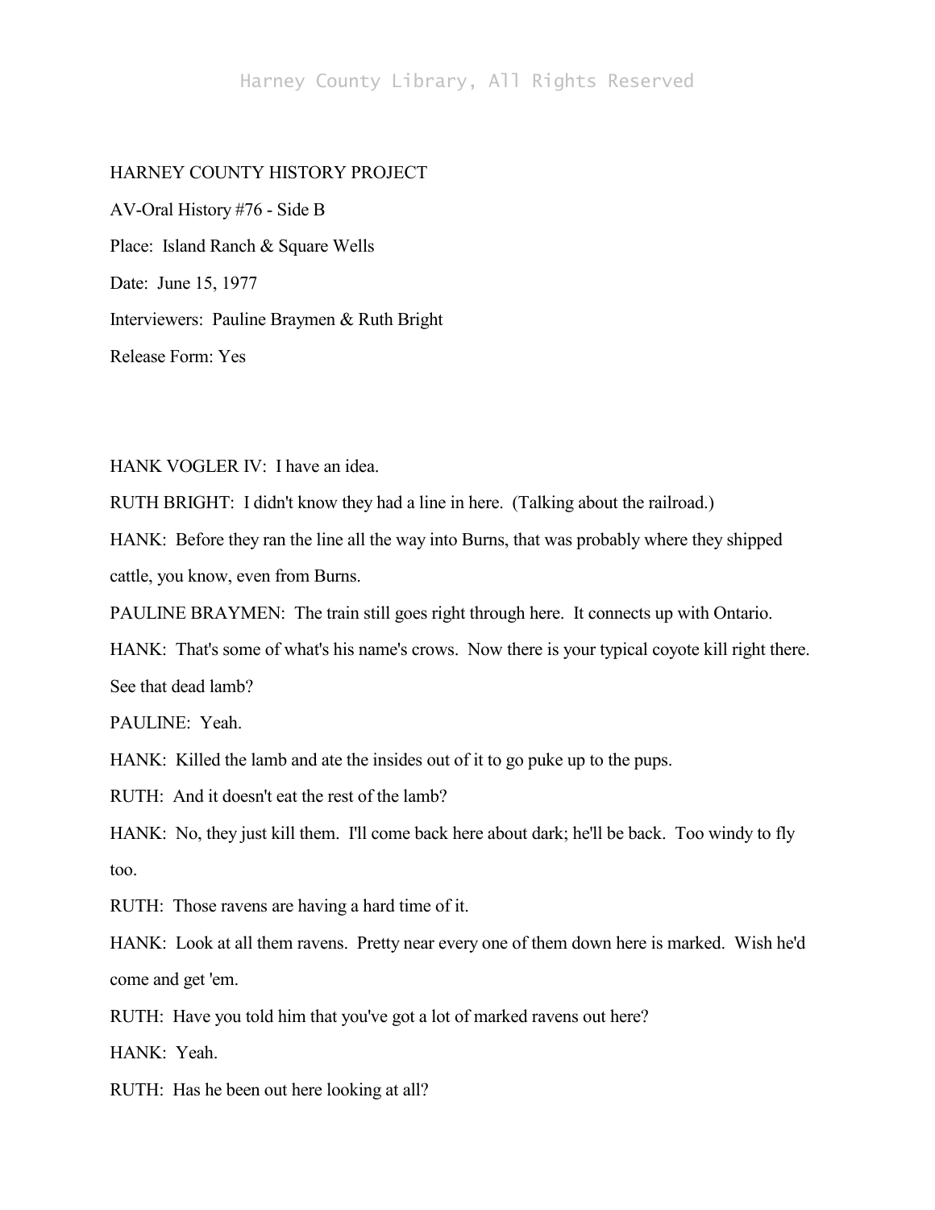HARNEY COUNTY HISTORY PROJECT

AV-Oral History #76 - Side B

Place: Island Ranch & Square Wells

Date: June 15, 1977

Interviewers: Pauline Braymen & Ruth Bright

Release Form: Yes

HANK VOGLER IV: I have an idea.

RUTH BRIGHT: I didn't know they had a line in here. (Talking about the railroad.)

HANK: Before they ran the line all the way into Burns, that was probably where they shipped cattle, you know, even from Burns.

PAULINE BRAYMEN: The train still goes right through here. It connects up with Ontario.

HANK: That's some of what's his name's crows. Now there is your typical coyote kill right there. See that dead lamb?

PAULINE: Yeah.

HANK: Killed the lamb and ate the insides out of it to go puke up to the pups.

RUTH: And it doesn't eat the rest of the lamb?

HANK: No, they just kill them. I'll come back here about dark; he'll be back. Too windy to fly too.

RUTH: Those ravens are having a hard time of it.

HANK: Look at all them ravens. Pretty near every one of them down here is marked. Wish he'd come and get 'em.

RUTH: Have you told him that you've got a lot of marked ravens out here?

HANK: Yeah.

RUTH: Has he been out here looking at all?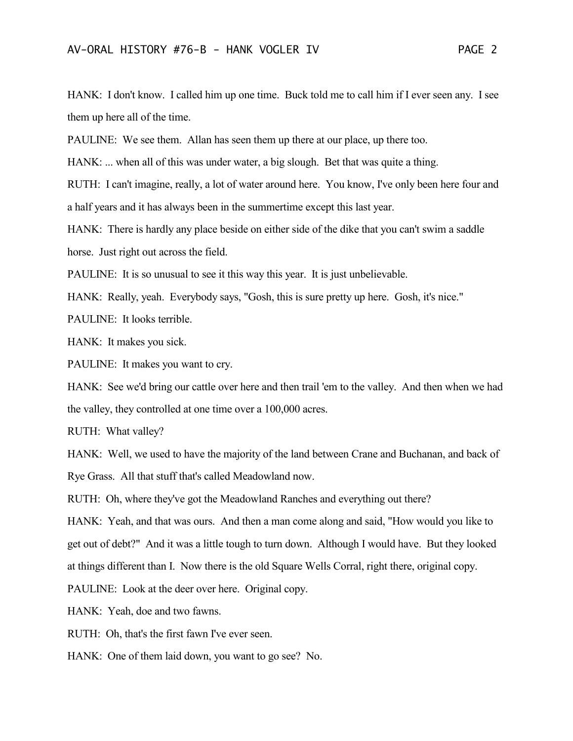HANK: I don't know. I called him up one time. Buck told me to call him if I ever seen any. I see them up here all of the time.

PAULINE: We see them. Allan has seen them up there at our place, up there too.

HANK: ... when all of this was under water, a big slough. Bet that was quite a thing.

RUTH: I can't imagine, really, a lot of water around here. You know, I've only been here four and a half years and it has always been in the summertime except this last year.

HANK: There is hardly any place beside on either side of the dike that you can't swim a saddle horse. Just right out across the field.

PAULINE: It is so unusual to see it this way this year. It is just unbelievable.

HANK: Really, yeah. Everybody says, "Gosh, this is sure pretty up here. Gosh, it's nice."

PAULINE: It looks terrible.

HANK: It makes you sick.

PAULINE: It makes you want to cry.

HANK: See we'd bring our cattle over here and then trail 'em to the valley. And then when we had the valley, they controlled at one time over a 100,000 acres.

RUTH: What valley?

HANK: Well, we used to have the majority of the land between Crane and Buchanan, and back of Rye Grass. All that stuff that's called Meadowland now.

RUTH: Oh, where they've got the Meadowland Ranches and everything out there?

HANK: Yeah, and that was ours. And then a man come along and said, "How would you like to get out of debt?" And it was a little tough to turn down. Although I would have. But they looked at things different than I. Now there is the old Square Wells Corral, right there, original copy.

PAULINE: Look at the deer over here. Original copy.

HANK: Yeah, doe and two fawns.

RUTH: Oh, that's the first fawn I've ever seen.

HANK: One of them laid down, you want to go see? No.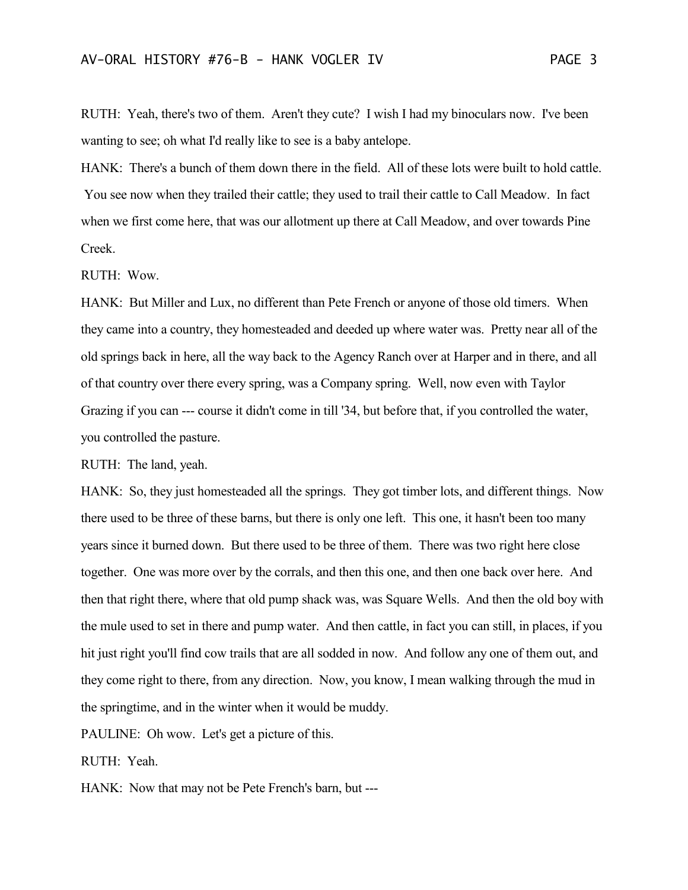RUTH: Yeah, there's two of them. Aren't they cute? I wish I had my binoculars now. I've been wanting to see; oh what I'd really like to see is a baby antelope.

HANK: There's a bunch of them down there in the field. All of these lots were built to hold cattle. You see now when they trailed their cattle; they used to trail their cattle to Call Meadow. In fact when we first come here, that was our allotment up there at Call Meadow, and over towards Pine Creek.

RUTH: Wow.

HANK: But Miller and Lux, no different than Pete French or anyone of those old timers. When they came into a country, they homesteaded and deeded up where water was. Pretty near all of the old springs back in here, all the way back to the Agency Ranch over at Harper and in there, and all of that country over there every spring, was a Company spring. Well, now even with Taylor Grazing if you can --- course it didn't come in till '34, but before that, if you controlled the water, you controlled the pasture.

RUTH: The land, yeah.

HANK: So, they just homesteaded all the springs. They got timber lots, and different things. Now there used to be three of these barns, but there is only one left. This one, it hasn't been too many years since it burned down. But there used to be three of them. There was two right here close together. One was more over by the corrals, and then this one, and then one back over here. And then that right there, where that old pump shack was, was Square Wells. And then the old boy with the mule used to set in there and pump water. And then cattle, in fact you can still, in places, if you hit just right you'll find cow trails that are all sodded in now. And follow any one of them out, and they come right to there, from any direction. Now, you know, I mean walking through the mud in the springtime, and in the winter when it would be muddy.

PAULINE: Oh wow. Let's get a picture of this.

RUTH: Yeah.

HANK: Now that may not be Pete French's barn, but ---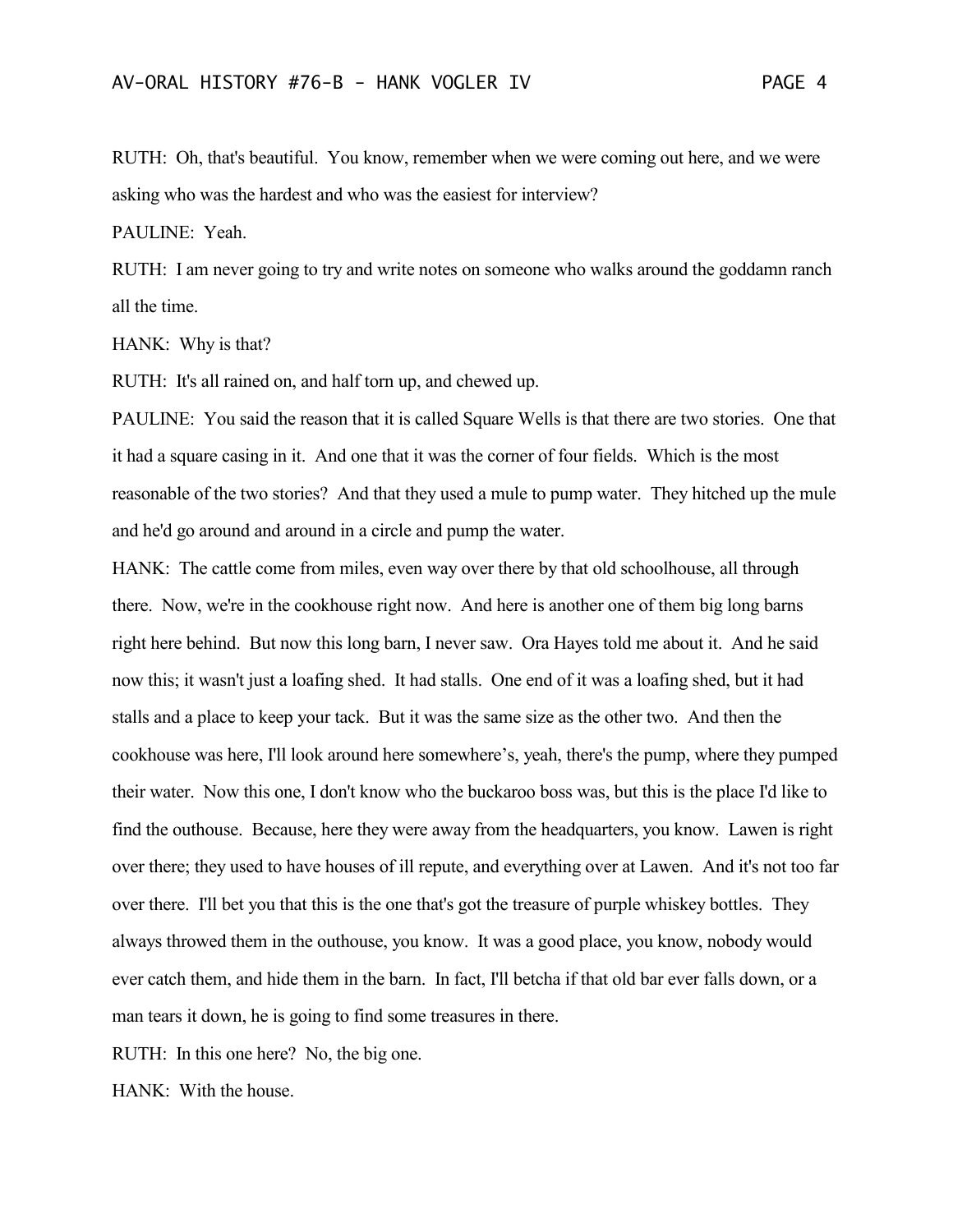RUTH: Oh, that's beautiful. You know, remember when we were coming out here, and we were asking who was the hardest and who was the easiest for interview?

PAULINE: Yeah.

RUTH: I am never going to try and write notes on someone who walks around the goddamn ranch all the time.

HANK: Why is that?

RUTH: It's all rained on, and half torn up, and chewed up.

PAULINE: You said the reason that it is called Square Wells is that there are two stories. One that it had a square casing in it. And one that it was the corner of four fields. Which is the most reasonable of the two stories? And that they used a mule to pump water. They hitched up the mule and he'd go around and around in a circle and pump the water.

HANK: The cattle come from miles, even way over there by that old schoolhouse, all through there. Now, we're in the cookhouse right now. And here is another one of them big long barns right here behind. But now this long barn, I never saw. Ora Hayes told me about it. And he said now this; it wasn't just a loafing shed. It had stalls. One end of it was a loafing shed, but it had stalls and a place to keep your tack. But it was the same size as the other two. And then the cookhouse was here, I'll look around here somewhere's, yeah, there's the pump, where they pumped their water. Now this one, I don't know who the buckaroo boss was, but this is the place I'd like to find the outhouse. Because, here they were away from the headquarters, you know. Lawen is right over there; they used to have houses of ill repute, and everything over at Lawen. And it's not too far over there. I'll bet you that this is the one that's got the treasure of purple whiskey bottles. They always throwed them in the outhouse, you know. It was a good place, you know, nobody would ever catch them, and hide them in the barn. In fact, I'll betcha if that old bar ever falls down, or a man tears it down, he is going to find some treasures in there.

RUTH: In this one here? No, the big one.

HANK: With the house.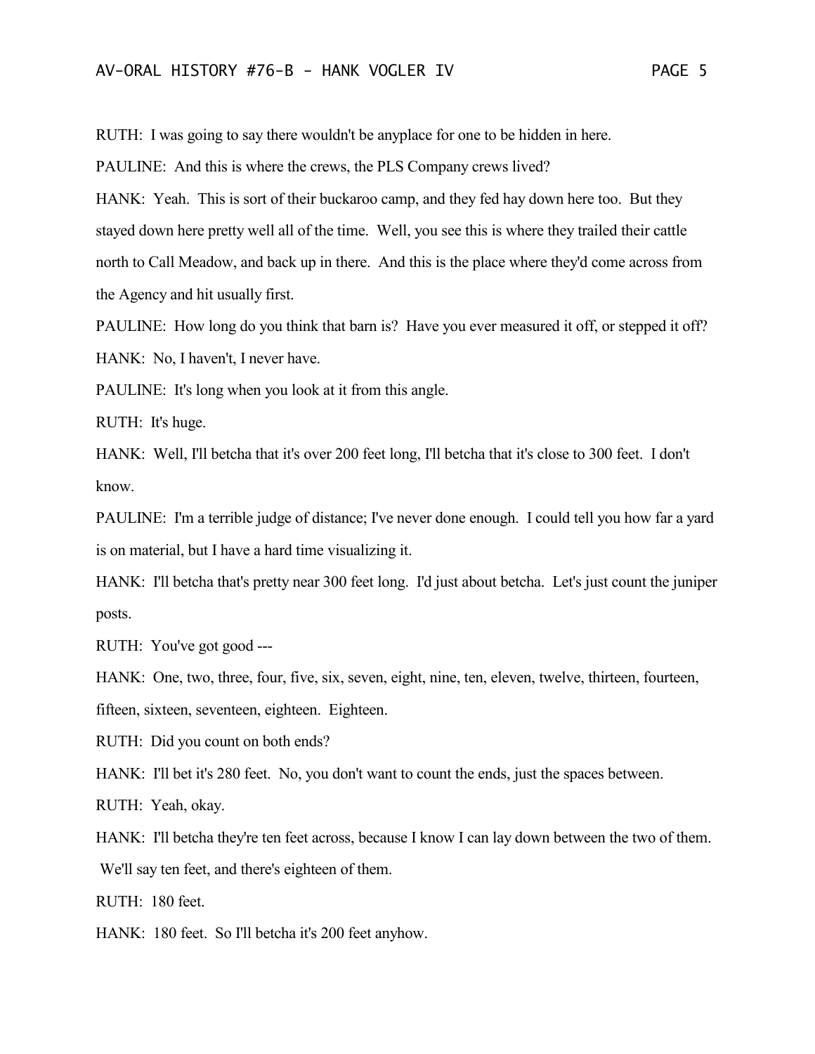RUTH: I was going to say there wouldn't be anyplace for one to be hidden in here.

PAULINE: And this is where the crews, the PLS Company crews lived?

HANK: Yeah. This is sort of their buckaroo camp, and they fed hay down here too. But they stayed down here pretty well all of the time. Well, you see this is where they trailed their cattle north to Call Meadow, and back up in there. And this is the place where they'd come across from the Agency and hit usually first.

PAULINE: How long do you think that barn is? Have you ever measured it off, or stepped it off?

HANK: No, I haven't, I never have.

PAULINE: It's long when you look at it from this angle.

RUTH: It's huge.

HANK: Well, I'll betcha that it's over 200 feet long, I'll betcha that it's close to 300 feet. I don't know.

PAULINE: I'm a terrible judge of distance; I've never done enough. I could tell you how far a yard is on material, but I have a hard time visualizing it.

HANK: I'll betcha that's pretty near 300 feet long. I'd just about betcha. Let's just count the juniper posts.

RUTH: You've got good ---

HANK: One, two, three, four, five, six, seven, eight, nine, ten, eleven, twelve, thirteen, fourteen, fifteen, sixteen, seventeen, eighteen. Eighteen.

RUTH: Did you count on both ends?

HANK: I'll bet it's 280 feet. No, you don't want to count the ends, just the spaces between.

RUTH: Yeah, okay.

HANK: I'll betcha they're ten feet across, because I know I can lay down between the two of them. We'll say ten feet, and there's eighteen of them.

RUTH: 180 feet.

HANK: 180 feet. So I'll betcha it's 200 feet anyhow.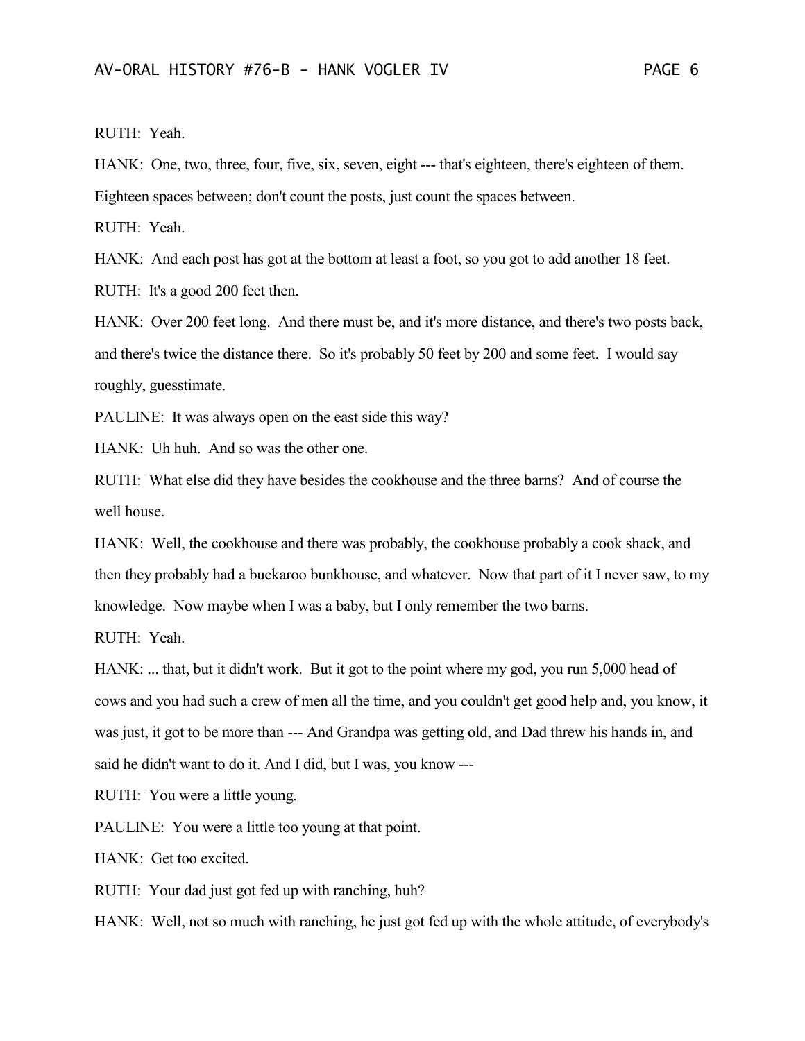RUTH: Yeah.

HANK: One, two, three, four, five, six, seven, eight --- that's eighteen, there's eighteen of them. Eighteen spaces between; don't count the posts, just count the spaces between.

RUTH: Yeah.

HANK: And each post has got at the bottom at least a foot, so you got to add another 18 feet.

RUTH: It's a good 200 feet then.

HANK: Over 200 feet long. And there must be, and it's more distance, and there's two posts back, and there's twice the distance there. So it's probably 50 feet by 200 and some feet. I would say roughly, guesstimate.

PAULINE: It was always open on the east side this way?

HANK: Uh huh. And so was the other one.

RUTH: What else did they have besides the cookhouse and the three barns? And of course the well house.

HANK: Well, the cookhouse and there was probably, the cookhouse probably a cook shack, and then they probably had a buckaroo bunkhouse, and whatever. Now that part of it I never saw, to my knowledge. Now maybe when I was a baby, but I only remember the two barns.

RUTH: Yeah.

HANK: ... that, but it didn't work. But it got to the point where my god, you run 5,000 head of cows and you had such a crew of men all the time, and you couldn't get good help and, you know, it was just, it got to be more than --- And Grandpa was getting old, and Dad threw his hands in, and said he didn't want to do it. And I did, but I was, you know ---

RUTH: You were a little young.

PAULINE: You were a little too young at that point.

HANK: Get too excited.

RUTH: Your dad just got fed up with ranching, huh?

HANK: Well, not so much with ranching, he just got fed up with the whole attitude, of everybody's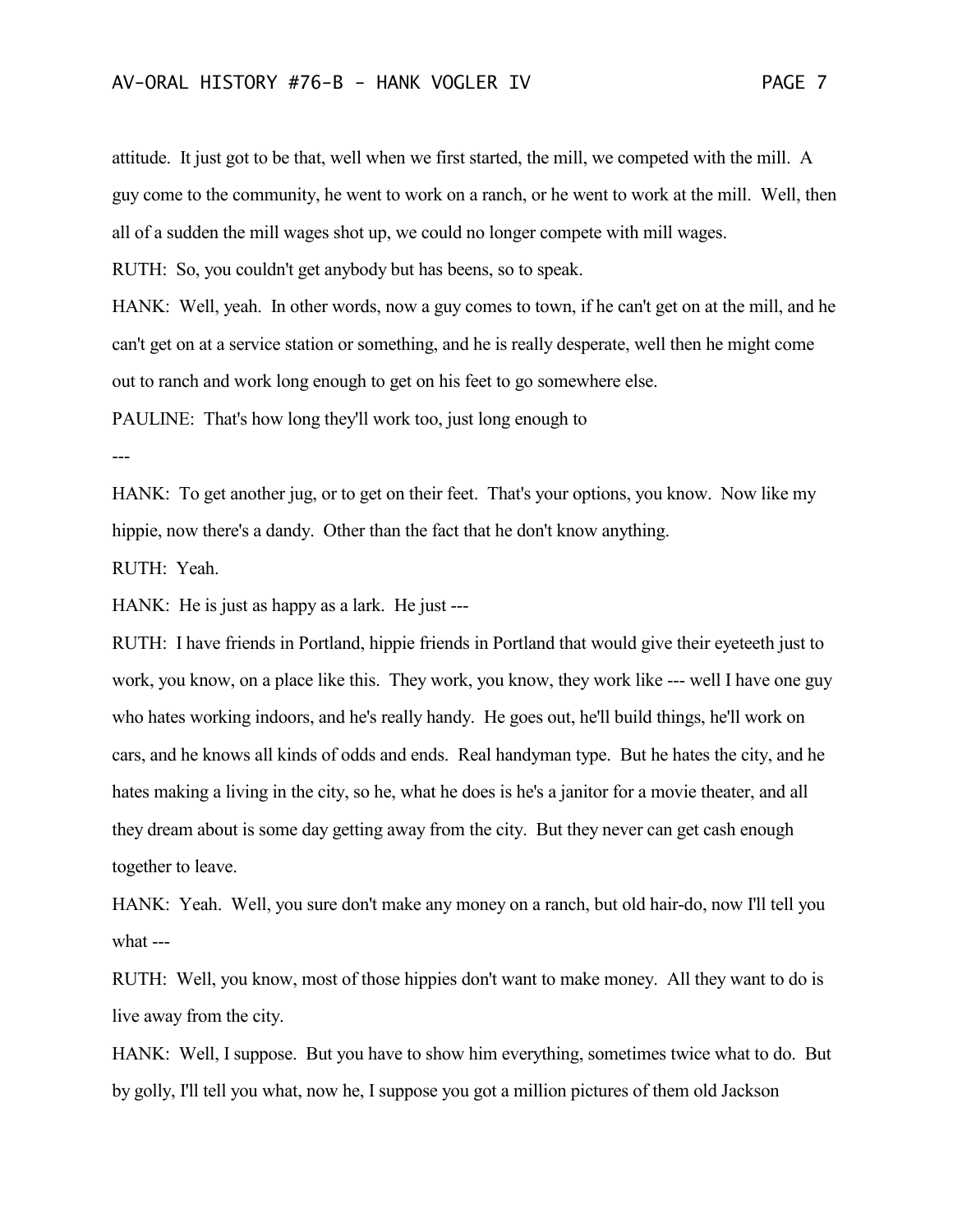attitude. It just got to be that, well when we first started, the mill, we competed with the mill. A guy come to the community, he went to work on a ranch, or he went to work at the mill. Well, then all of a sudden the mill wages shot up, we could no longer compete with mill wages.

RUTH: So, you couldn't get anybody but has beens, so to speak.

HANK: Well, yeah. In other words, now a guy comes to town, if he can't get on at the mill, and he can't get on at a service station or something, and he is really desperate, well then he might come out to ranch and work long enough to get on his feet to go somewhere else.

PAULINE: That's how long they'll work too, just long enough to

---

HANK: To get another jug, or to get on their feet. That's your options, you know. Now like my hippie, now there's a dandy. Other than the fact that he don't know anything.

RUTH: Yeah.

HANK: He is just as happy as a lark. He just ---

RUTH: I have friends in Portland, hippie friends in Portland that would give their eyeteeth just to work, you know, on a place like this. They work, you know, they work like --- well I have one guy who hates working indoors, and he's really handy. He goes out, he'll build things, he'll work on cars, and he knows all kinds of odds and ends. Real handyman type. But he hates the city, and he hates making a living in the city, so he, what he does is he's a janitor for a movie theater, and all they dream about is some day getting away from the city. But they never can get cash enough together to leave.

HANK: Yeah. Well, you sure don't make any money on a ranch, but old hair-do, now I'll tell you what ---

RUTH: Well, you know, most of those hippies don't want to make money. All they want to do is live away from the city.

HANK: Well, I suppose. But you have to show him everything, sometimes twice what to do. But by golly, I'll tell you what, now he, I suppose you got a million pictures of them old Jackson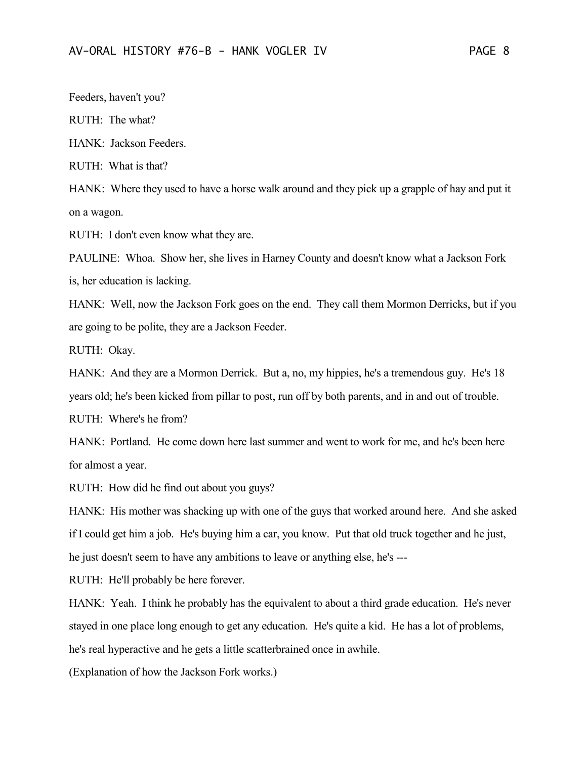Feeders, haven't you?

RUTH: The what?

HANK: Jackson Feeders.

RUTH: What is that?

HANK: Where they used to have a horse walk around and they pick up a grapple of hay and put it on a wagon.

RUTH: I don't even know what they are.

PAULINE: Whoa. Show her, she lives in Harney County and doesn't know what a Jackson Fork is, her education is lacking.

HANK: Well, now the Jackson Fork goes on the end. They call them Mormon Derricks, but if you are going to be polite, they are a Jackson Feeder.

RUTH: Okay.

HANK: And they are a Mormon Derrick. But a, no, my hippies, he's a tremendous guy. He's 18 years old; he's been kicked from pillar to post, run off by both parents, and in and out of trouble.

RUTH: Where's he from?

HANK: Portland. He come down here last summer and went to work for me, and he's been here for almost a year.

RUTH: How did he find out about you guys?

HANK: His mother was shacking up with one of the guys that worked around here. And she asked if I could get him a job. He's buying him a car, you know. Put that old truck together and he just, he just doesn't seem to have any ambitions to leave or anything else, he's ---

RUTH: He'll probably be here forever.

HANK: Yeah. I think he probably has the equivalent to about a third grade education. He's never stayed in one place long enough to get any education. He's quite a kid. He has a lot of problems, he's real hyperactive and he gets a little scatterbrained once in awhile.

(Explanation of how the Jackson Fork works.)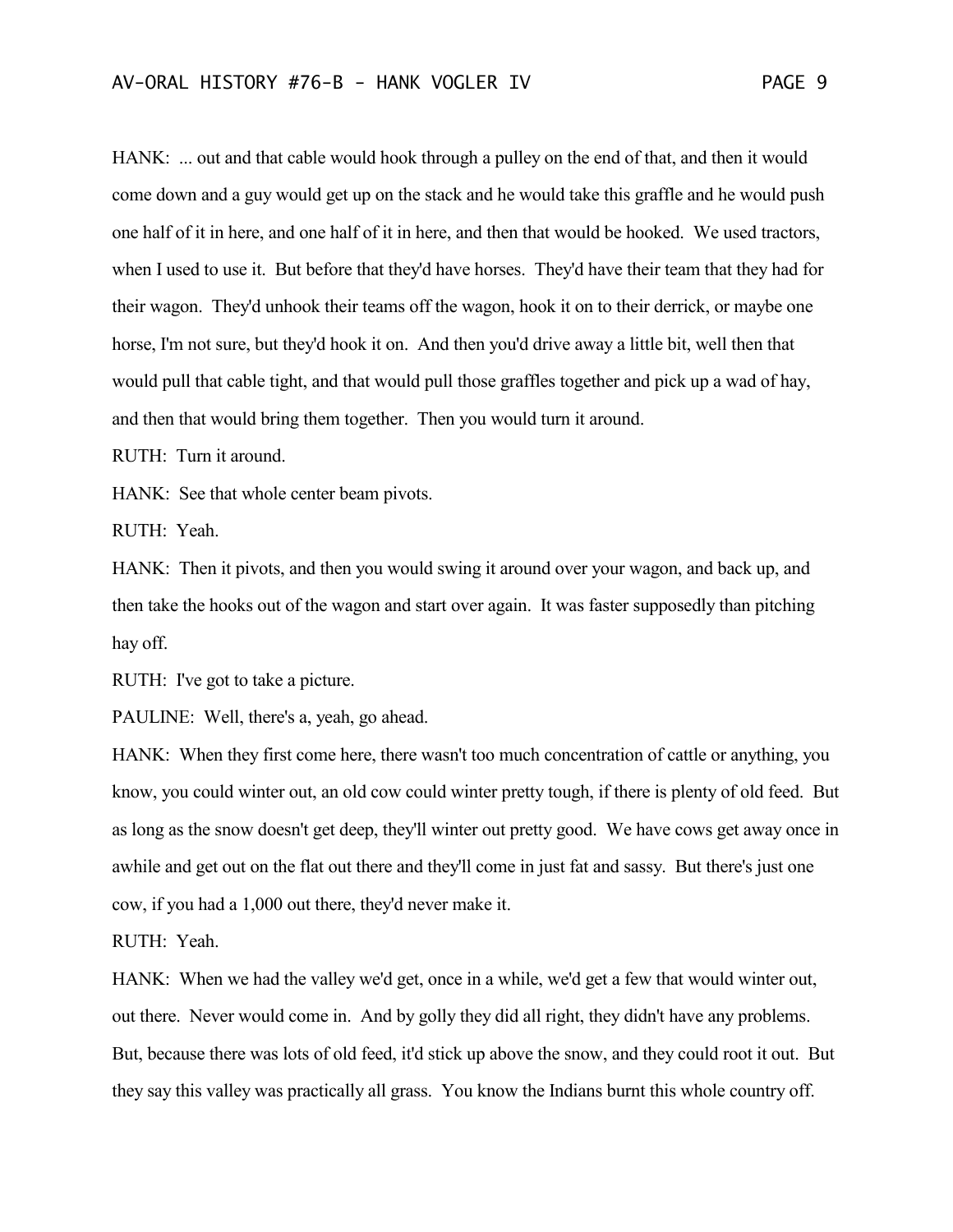HANK: ... out and that cable would hook through a pulley on the end of that, and then it would come down and a guy would get up on the stack and he would take this graffle and he would push one half of it in here, and one half of it in here, and then that would be hooked. We used tractors, when I used to use it. But before that they'd have horses. They'd have their team that they had for their wagon. They'd unhook their teams off the wagon, hook it on to their derrick, or maybe one horse, I'm not sure, but they'd hook it on. And then you'd drive away a little bit, well then that would pull that cable tight, and that would pull those graffles together and pick up a wad of hay, and then that would bring them together. Then you would turn it around.

RUTH: Turn it around.

HANK: See that whole center beam pivots.

RUTH: Yeah.

HANK: Then it pivots, and then you would swing it around over your wagon, and back up, and then take the hooks out of the wagon and start over again. It was faster supposedly than pitching hay off.

RUTH: I've got to take a picture.

PAULINE: Well, there's a, yeah, go ahead.

HANK: When they first come here, there wasn't too much concentration of cattle or anything, you know, you could winter out, an old cow could winter pretty tough, if there is plenty of old feed. But as long as the snow doesn't get deep, they'll winter out pretty good. We have cows get away once in awhile and get out on the flat out there and they'll come in just fat and sassy. But there's just one cow, if you had a 1,000 out there, they'd never make it.

RUTH: Yeah.

HANK: When we had the valley we'd get, once in a while, we'd get a few that would winter out, out there. Never would come in. And by golly they did all right, they didn't have any problems. But, because there was lots of old feed, it'd stick up above the snow, and they could root it out. But they say this valley was practically all grass. You know the Indians burnt this whole country off.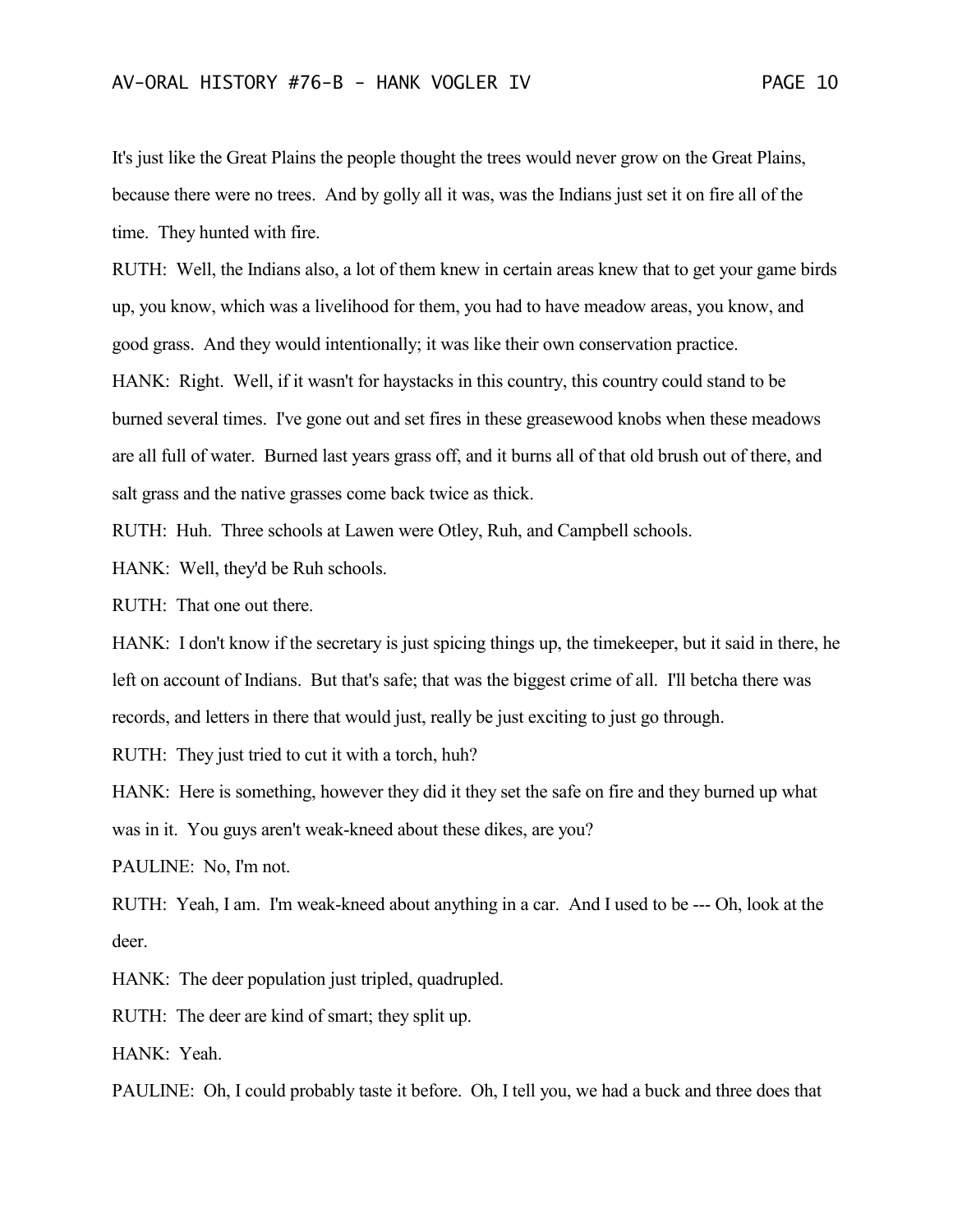It's just like the Great Plains the people thought the trees would never grow on the Great Plains, because there were no trees. And by golly all it was, was the Indians just set it on fire all of the time. They hunted with fire.

RUTH: Well, the Indians also, a lot of them knew in certain areas knew that to get your game birds up, you know, which was a livelihood for them, you had to have meadow areas, you know, and good grass. And they would intentionally; it was like their own conservation practice.

HANK: Right. Well, if it wasn't for haystacks in this country, this country could stand to be burned several times. I've gone out and set fires in these greasewood knobs when these meadows are all full of water. Burned last years grass off, and it burns all of that old brush out of there, and salt grass and the native grasses come back twice as thick.

RUTH: Huh. Three schools at Lawen were Otley, Ruh, and Campbell schools.

HANK: Well, they'd be Ruh schools.

RUTH: That one out there.

HANK: I don't know if the secretary is just spicing things up, the timekeeper, but it said in there, he left on account of Indians. But that's safe; that was the biggest crime of all. I'll betcha there was records, and letters in there that would just, really be just exciting to just go through.

RUTH: They just tried to cut it with a torch, huh?

HANK: Here is something, however they did it they set the safe on fire and they burned up what was in it. You guys aren't weak-kneed about these dikes, are you?

PAULINE: No, I'm not.

RUTH: Yeah, I am. I'm weak-kneed about anything in a car. And I used to be --- Oh, look at the deer.

HANK: The deer population just tripled, quadrupled.

RUTH: The deer are kind of smart; they split up.

HANK: Yeah.

PAULINE: Oh, I could probably taste it before. Oh, I tell you, we had a buck and three does that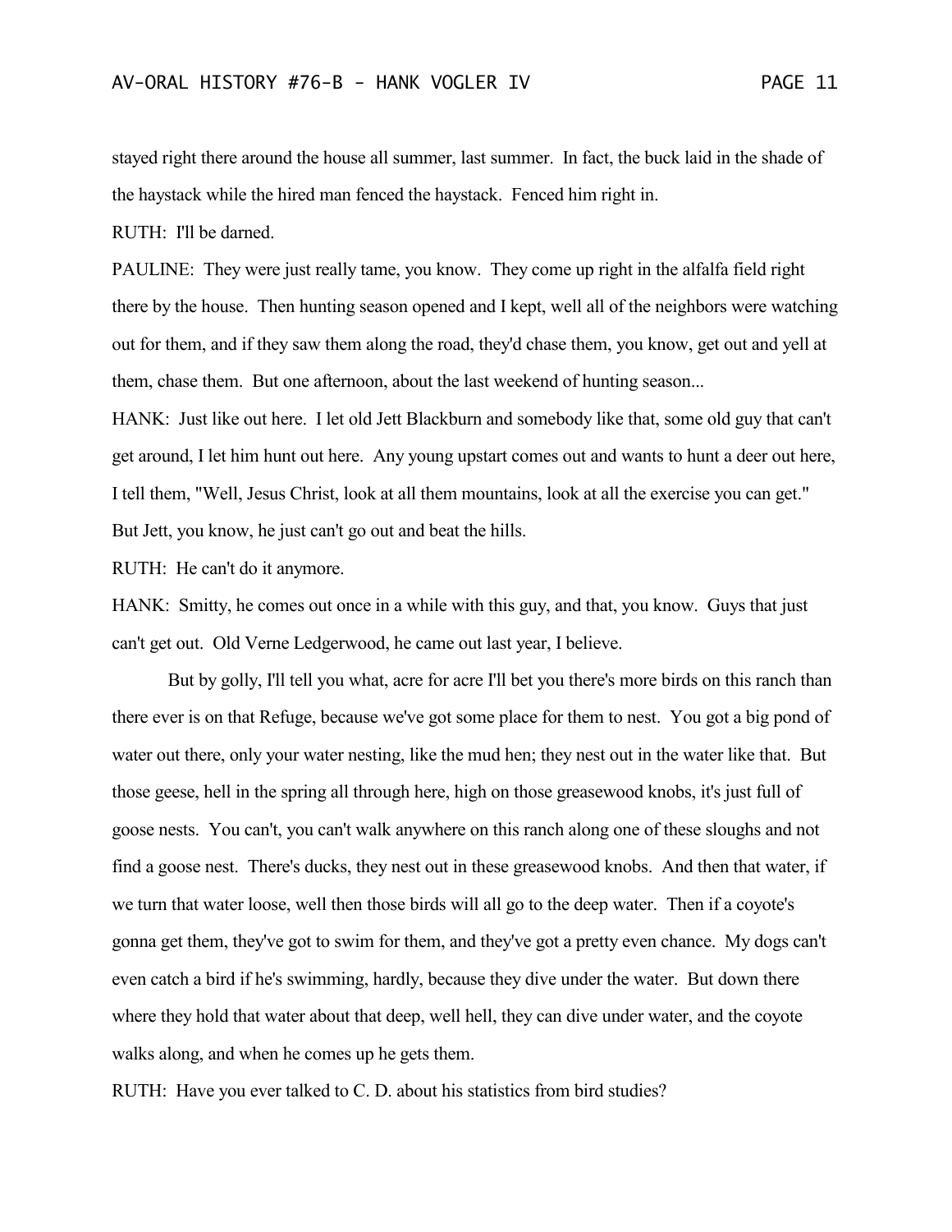stayed right there around the house all summer, last summer. In fact, the buck laid in the shade of the haystack while the hired man fenced the haystack. Fenced him right in.

RUTH: I'll be darned.

PAULINE: They were just really tame, you know. They come up right in the alfalfa field right there by the house. Then hunting season opened and I kept, well all of the neighbors were watching out for them, and if they saw them along the road, they'd chase them, you know, get out and yell at them, chase them. But one afternoon, about the last weekend of hunting season...

HANK: Just like out here. I let old Jett Blackburn and somebody like that, some old guy that can't get around, I let him hunt out here. Any young upstart comes out and wants to hunt a deer out here, I tell them, "Well, Jesus Christ, look at all them mountains, look at all the exercise you can get." But Jett, you know, he just can't go out and beat the hills.

RUTH: He can't do it anymore.

HANK: Smitty, he comes out once in a while with this guy, and that, you know. Guys that just can't get out. Old Verne Ledgerwood, he came out last year, I believe.

But by golly, I'll tell you what, acre for acre I'll bet you there's more birds on this ranch than there ever is on that Refuge, because we've got some place for them to nest. You got a big pond of water out there, only your water nesting, like the mud hen; they nest out in the water like that. But those geese, hell in the spring all through here, high on those greasewood knobs, it's just full of goose nests. You can't, you can't walk anywhere on this ranch along one of these sloughs and not find a goose nest. There's ducks, they nest out in these greasewood knobs. And then that water, if we turn that water loose, well then those birds will all go to the deep water. Then if a coyote's gonna get them, they've got to swim for them, and they've got a pretty even chance. My dogs can't even catch a bird if he's swimming, hardly, because they dive under the water. But down there where they hold that water about that deep, well hell, they can dive under water, and the coyote walks along, and when he comes up he gets them.

RUTH: Have you ever talked to C. D. about his statistics from bird studies?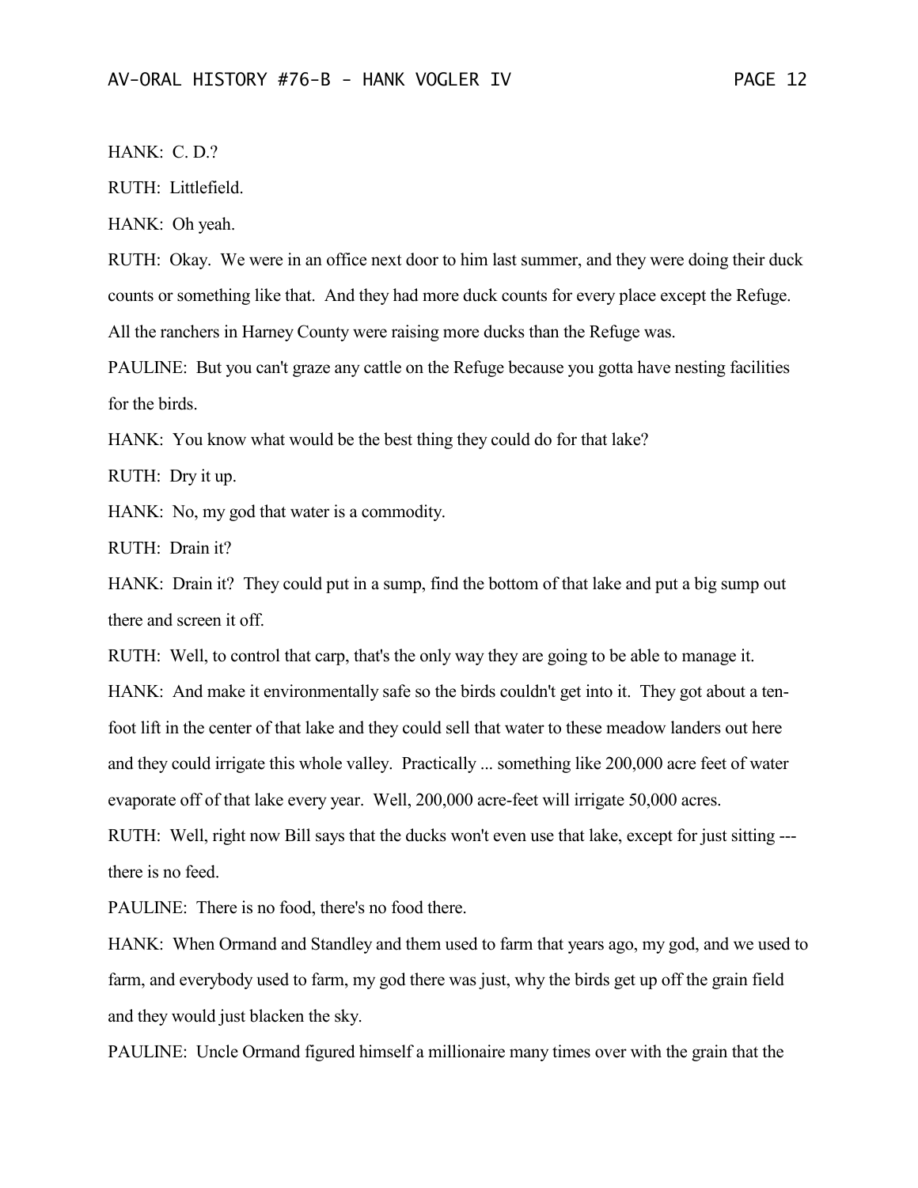HANK: C. D.?

RUTH: Littlefield.

HANK: Oh yeah.

RUTH: Okay. We were in an office next door to him last summer, and they were doing their duck counts or something like that. And they had more duck counts for every place except the Refuge. All the ranchers in Harney County were raising more ducks than the Refuge was.

PAULINE: But you can't graze any cattle on the Refuge because you gotta have nesting facilities for the birds.

HANK: You know what would be the best thing they could do for that lake?

RUTH: Dry it up.

HANK: No, my god that water is a commodity.

RUTH: Drain it?

HANK: Drain it? They could put in a sump, find the bottom of that lake and put a big sump out there and screen it off.

RUTH: Well, to control that carp, that's the only way they are going to be able to manage it.

HANK: And make it environmentally safe so the birds couldn't get into it. They got about a ten-foot lift in the center of that lake and they could sell that water to these meadow landers out here and they could irrigate this whole valley. Practically ... something like 200,000 acre feet of water evaporate off of that lake every year. Well, 200,000 acre-feet will irrigate 50,000 acres.

RUTH: Well, right now Bill says that the ducks won't even use that lake, except for just sitting --- there is no feed.

PAULINE: There is no food, there's no food there.

HANK: When Ormand and Standley and them used to farm that years ago, my god, and we used to farm, and everybody used to farm, my god there was just, why the birds get up off the grain field and they would just blacken the sky.

PAULINE: Uncle Ormand figured himself a millionaire many times over with the grain that the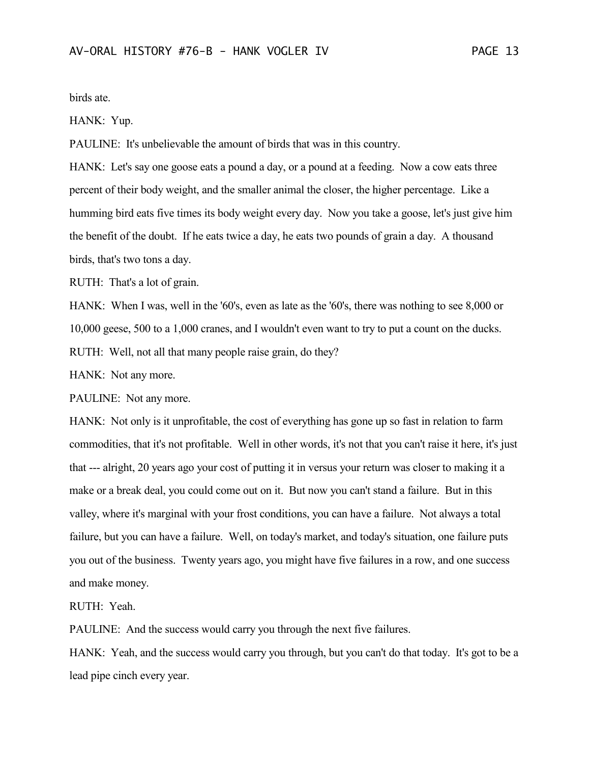birds ate.

HANK: Yup.

PAULINE: It's unbelievable the amount of birds that was in this country.

HANK: Let's say one goose eats a pound a day, or a pound at a feeding. Now a cow eats three percent of their body weight, and the smaller animal the closer, the higher percentage. Like a humming bird eats five times its body weight every day. Now you take a goose, let's just give him the benefit of the doubt. If he eats twice a day, he eats two pounds of grain a day. A thousand birds, that's two tons a day.

RUTH: That's a lot of grain.

HANK: When I was, well in the '60's, even as late as the '60's, there was nothing to see 8,000 or 10,000 geese, 500 to a 1,000 cranes, and I wouldn't even want to try to put a count on the ducks.

RUTH: Well, not all that many people raise grain, do they?

HANK: Not any more.

PAULINE: Not any more.

HANK: Not only is it unprofitable, the cost of everything has gone up so fast in relation to farm commodities, that it's not profitable. Well in other words, it's not that you can't raise it here, it's just that --- alright, 20 years ago your cost of putting it in versus your return was closer to making it a make or a break deal, you could come out on it. But now you can't stand a failure. But in this valley, where it's marginal with your frost conditions, you can have a failure. Not always a total failure, but you can have a failure. Well, on today's market, and today's situation, one failure puts you out of the business. Twenty years ago, you might have five failures in a row, and one success and make money.

RUTH: Yeah.

PAULINE: And the success would carry you through the next five failures.

HANK: Yeah, and the success would carry you through, but you can't do that today. It's got to be a lead pipe cinch every year.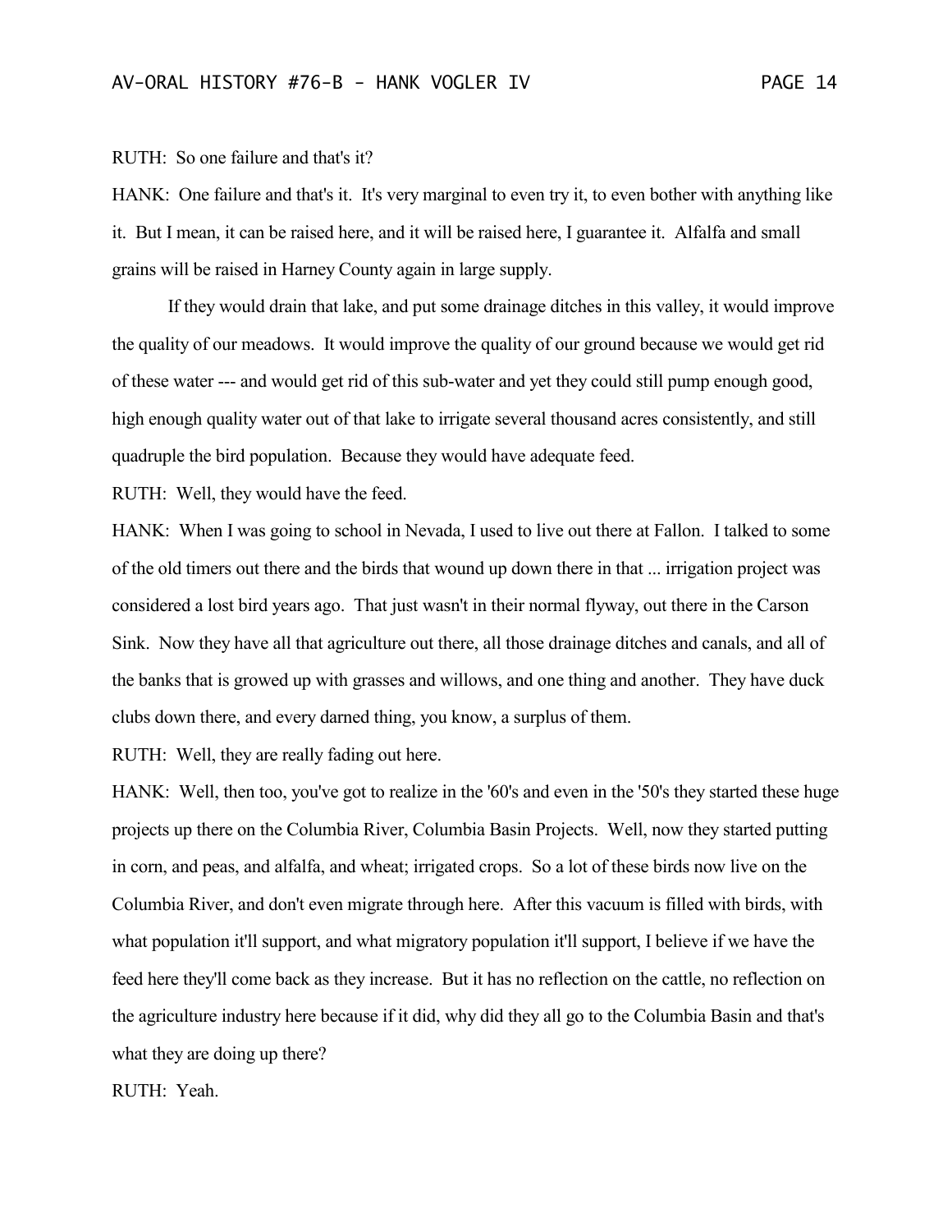RUTH: So one failure and that's it?

HANK: One failure and that's it. It's very marginal to even try it, to even bother with anything like it. But I mean, it can be raised here, and it will be raised here, I guarantee it. Alfalfa and small grains will be raised in Harney County again in large supply.

If they would drain that lake, and put some drainage ditches in this valley, it would improve the quality of our meadows. It would improve the quality of our ground because we would get rid of these water --- and would get rid of this sub-water and yet they could still pump enough good, high enough quality water out of that lake to irrigate several thousand acres consistently, and still quadruple the bird population. Because they would have adequate feed.

RUTH: Well, they would have the feed.

HANK: When I was going to school in Nevada, I used to live out there at Fallon. I talked to some of the old timers out there and the birds that wound up down there in that ... irrigation project was considered a lost bird years ago. That just wasn't in their normal flyway, out there in the Carson Sink. Now they have all that agriculture out there, all those drainage ditches and canals, and all of the banks that is growed up with grasses and willows, and one thing and another. They have duck clubs down there, and every darned thing, you know, a surplus of them.

RUTH: Well, they are really fading out here.

HANK: Well, then too, you've got to realize in the '60's and even in the '50's they started these huge projects up there on the Columbia River, Columbia Basin Projects. Well, now they started putting in corn, and peas, and alfalfa, and wheat; irrigated crops. So a lot of these birds now live on the Columbia River, and don't even migrate through here. After this vacuum is filled with birds, with what population it'll support, and what migratory population it'll support, I believe if we have the feed here they'll come back as they increase. But it has no reflection on the cattle, no reflection on the agriculture industry here because if it did, why did they all go to the Columbia Basin and that's what they are doing up there?

RUTH: Yeah.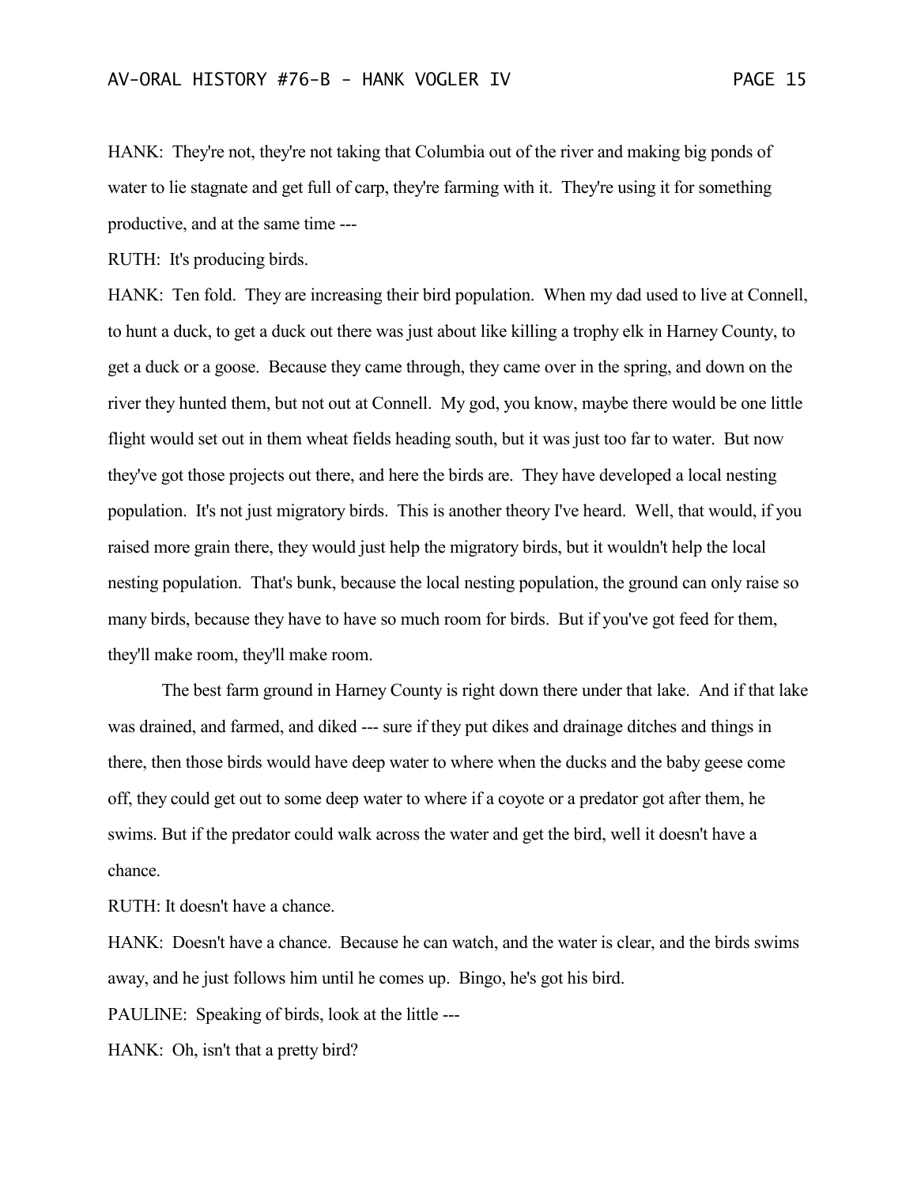HANK: They're not, they're not taking that Columbia out of the river and making big ponds of water to lie stagnate and get full of carp, they're farming with it. They're using it for something productive, and at the same time ---

RUTH: It's producing birds.

HANK: Ten fold. They are increasing their bird population. When my dad used to live at Connell, to hunt a duck, to get a duck out there was just about like killing a trophy elk in Harney County, to get a duck or a goose. Because they came through, they came over in the spring, and down on the river they hunted them, but not out at Connell. My god, you know, maybe there would be one little flight would set out in them wheat fields heading south, but it was just too far to water. But now they've got those projects out there, and here the birds are. They have developed a local nesting population. It's not just migratory birds. This is another theory I've heard. Well, that would, if you raised more grain there, they would just help the migratory birds, but it wouldn't help the local nesting population. That's bunk, because the local nesting population, the ground can only raise so many birds, because they have to have so much room for birds. But if you've got feed for them, they'll make room, they'll make room.

The best farm ground in Harney County is right down there under that lake. And if that lake was drained, and farmed, and diked --- sure if they put dikes and drainage ditches and things in there, then those birds would have deep water to where when the ducks and the baby geese come off, they could get out to some deep water to where if a coyote or a predator got after them, he swims. But if the predator could walk across the water and get the bird, well it doesn't have a chance.

RUTH: It doesn't have a chance.

HANK: Doesn't have a chance. Because he can watch, and the water is clear, and the birds swims away, and he just follows him until he comes up. Bingo, he's got his bird.

PAULINE: Speaking of birds, look at the little ---

HANK: Oh, isn't that a pretty bird?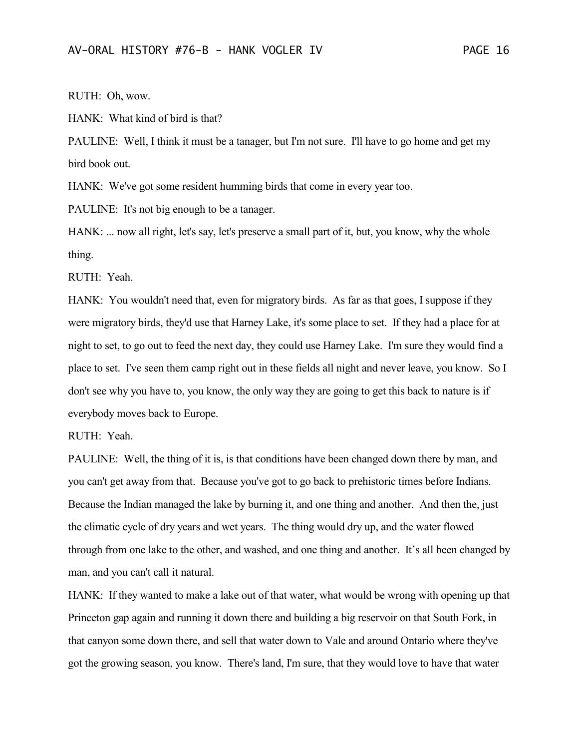RUTH: Oh, wow.

HANK: What kind of bird is that?

PAULINE: Well, I think it must be a tanager, but I'm not sure. I'll have to go home and get my bird book out.

HANK: We've got some resident humming birds that come in every year too.

PAULINE: It's not big enough to be a tanager.

HANK: ... now all right, let's say, let's preserve a small part of it, but, you know, why the whole thing.

RUTH: Yeah.

HANK: You wouldn't need that, even for migratory birds. As far as that goes, I suppose if they were migratory birds, they'd use that Harney Lake, it's some place to set. If they had a place for at night to set, to go out to feed the next day, they could use Harney Lake. I'm sure they would find a place to set. I've seen them camp right out in these fields all night and never leave, you know. So I don't see why you have to, you know, the only way they are going to get this back to nature is if everybody moves back to Europe.

RUTH: Yeah.

PAULINE: Well, the thing of it is, is that conditions have been changed down there by man, and you can't get away from that. Because you've got to go back to prehistoric times before Indians. Because the Indian managed the lake by burning it, and one thing and another. And then the, just the climatic cycle of dry years and wet years. The thing would dry up, and the water flowed through from one lake to the other, and washed, and one thing and another. It's all been changed by man, and you can't call it natural.

HANK: If they wanted to make a lake out of that water, what would be wrong with opening up that Princeton gap again and running it down there and building a big reservoir on that South Fork, in that canyon some down there, and sell that water down to Vale and around Ontario where they've got the growing season, you know. There's land, I'm sure, that they would love to have that water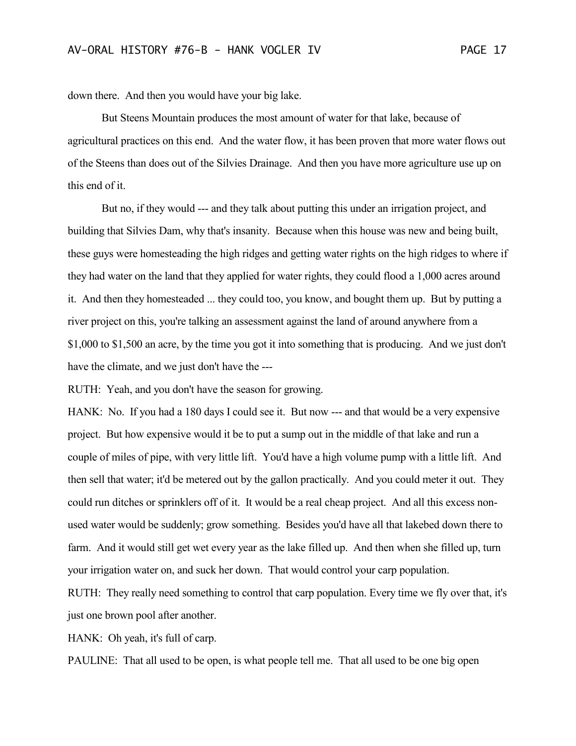down there. And then you would have your big lake.

But Steens Mountain produces the most amount of water for that lake, because of agricultural practices on this end. And the water flow, it has been proven that more water flows out of the Steens than does out of the Silvies Drainage. And then you have more agriculture use up on this end of it.

But no, if they would --- and they talk about putting this under an irrigation project, and building that Silvies Dam, why that's insanity. Because when this house was new and being built, these guys were homesteading the high ridges and getting water rights on the high ridges to where if they had water on the land that they applied for water rights, they could flood a 1,000 acres around it. And then they homesteaded ... they could too, you know, and bought them up. But by putting a river project on this, you're talking an assessment against the land of around anywhere from a $1,000 to $1,500 an acre, by the time you got it into something that is producing. And we just don't have the climate, and we just don't have the ---

RUTH: Yeah, and you don't have the season for growing.

HANK: No. If you had a 180 days I could see it. But now --- and that would be a very expensive project. But how expensive would it be to put a sump out in the middle of that lake and run a couple of miles of pipe, with very little lift. You'd have a high volume pump with a little lift. And then sell that water; it'd be metered out by the gallon practically. And you could meter it out. They could run ditches or sprinklers off of it. It would be a real cheap project. And all this excess non-used water would be suddenly; grow something. Besides you'd have all that lakebed down there to farm. And it would still get wet every year as the lake filled up. And then when she filled up, turn your irrigation water on, and suck her down. That would control your carp population.

RUTH: They really need something to control that carp population. Every time we fly over that, it's just one brown pool after another.

HANK: Oh yeah, it's full of carp.

PAULINE: That all used to be open, is what people tell me. That all used to be one big open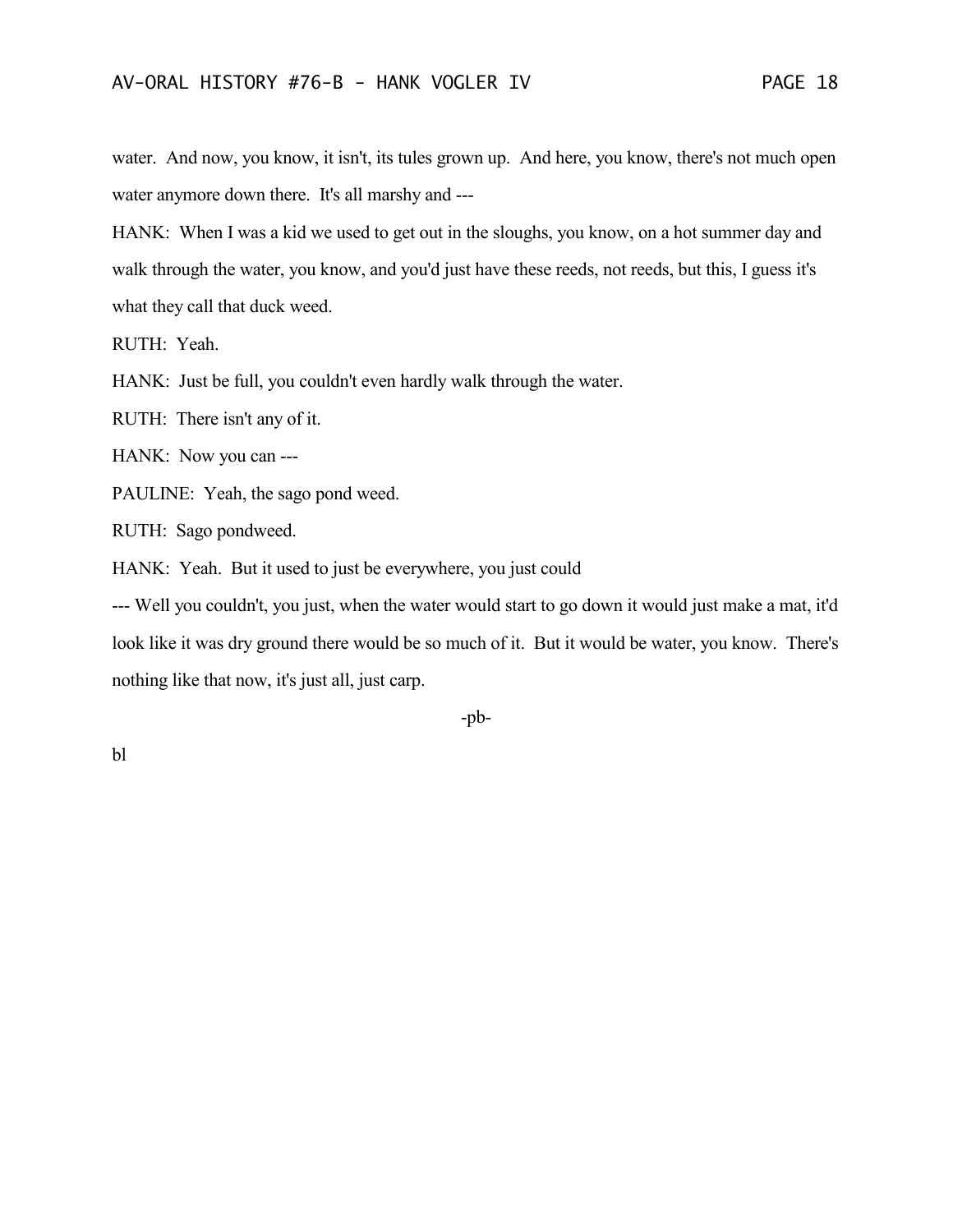water. And now, you know, it isn't, its tules grown up. And here, you know, there's not much open water anymore down there. It's all marshy and ---

HANK: When I was a kid we used to get out in the sloughs, you know, on a hot summer day and walk through the water, you know, and you'd just have these reeds, not reeds, but this, I guess it's what they call that duck weed.

RUTH: Yeah.

HANK: Just be full, you couldn't even hardly walk through the water.

RUTH: There isn't any of it.

HANK: Now you can ---

PAULINE: Yeah, the sago pond weed.

RUTH: Sago pondweed.

HANK: Yeah. But it used to just be everywhere, you just could

--- Well you couldn't, you just, when the water would start to go down it would just make a mat, it'd look like it was dry ground there would be so much of it. But it would be water, you know. There's nothing like that now, it's just all, just carp.

-pb-

bl